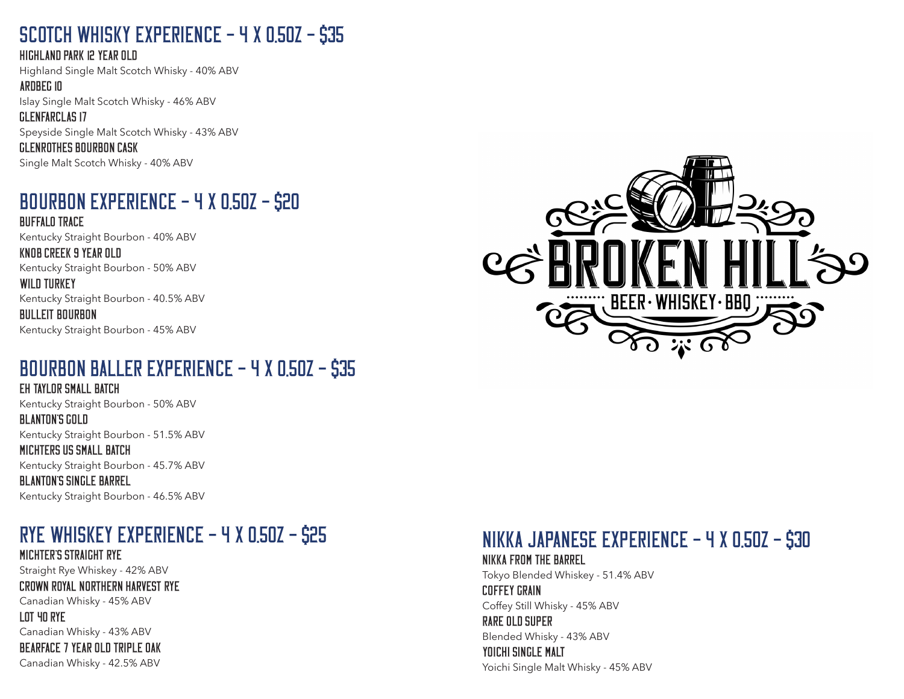## SCOTCH WHISKY EXPERIENCE - 4 X 0.5OZ - $35

**HIGHLAND PARK 12 YEAR OLD**
Highland Single Malt Scotch Whisky - 40% ABV

**ARDBEG 10**
Islay Single Malt Scotch Whisky - 46% ABV

**GLENFARCLAS 17**
Speyside Single Malt Scotch Whisky - 43% ABV

**GLENROTHES BOURBON CASK**
Single Malt Scotch Whisky - 40% ABV

## BOURBON EXPERIENCE - 4 X 0.5OZ - $20

**BUFFALO TRACE**
Kentucky Straight Bourbon - 40% ABV

**KNOB CREEK 9 YEAR OLD**
Kentucky Straight Bourbon - 50% ABV

**WILD TURKEY**
Kentucky Straight Bourbon - 40.5% ABV

**BULLEIT BOURBON**
Kentucky Straight Bourbon - 45% ABV

## BOURBON BALLER EXPERIENCE - 4 X 0.5OZ - $35

**EH TAYLOR SMALL BATCH**
Kentucky Straight Bourbon - 50% ABV

**BLANTON'S GOLD**
Kentucky Straight Bourbon - 51.5% ABV

**MICHTERS US SMALL BATCH**
Kentucky Straight Bourbon - 45.7% ABV

**BLANTON'S SINGLE BARREL**
Kentucky Straight Bourbon - 46.5% ABV

## RYE WHISKEY EXPERIENCE - 4 X 0.5OZ - $25

**MICHTER'S STRAIGHT RYE**
Straight Rye Whiskey - 42% ABV

**CROWN ROYAL NORTHERN HARVEST RYE**
Canadian Whisky - 45% ABV

**LOT 40 RYE**
Canadian Whisky - 43% ABV

**BEARFACE 7 YEAR OLD TRIPLE OAK**
Canadian Whisky - 42.5% ABV

# BROKEN HILL
BEER · WHISKEY · BBQ

## NIKKA JAPANESE EXPERIENCE - 4 X 0.5OZ - $30

**NIKKA FROM THE BARREL**
Tokyo Blended Whiskey - 51.4% ABV

**COFFEY GRAIN**
Coffey Still Whisky - 45% ABV

**RARE OLD SUPER**
Blended Whisky - 43% ABV

**YOICHI SINGLE MALT**
Yoichi Single Malt Whisky - 45% ABV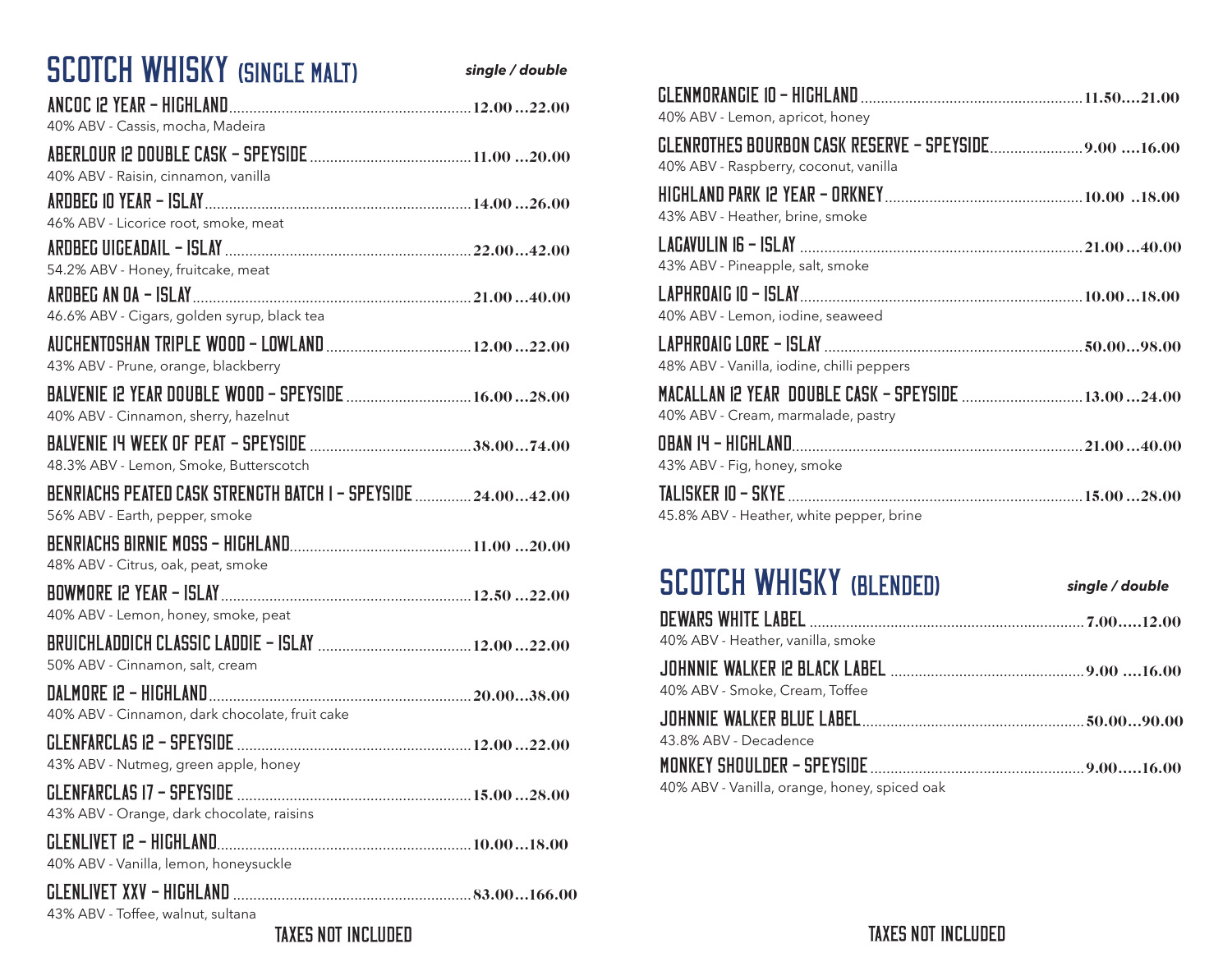## SCOTCH WHISKY (SINGLE MALT)

*single / double*

**ANCOC 12 YEAR - HIGHLAND** ........ 12.00 ...22.00
40% ABV - Cassis, mocha, Madeira

**ABERLOUR 12 DOUBLE CASK - SPEYSIDE** ........ 11.00 ...20.00
40% ABV - Raisin, cinnamon, vanilla

**ARDBEG 10 YEAR - ISLAY** ........ 14.00 ...26.00
46% ABV - Licorice root, smoke, meat

**ARDBEG UIGEADAIL - ISLAY** ........ 22.00...42.00
54.2% ABV - Honey, fruitcake, meat

**ARDBEG AN OA - ISLAY** ........ 21.00 ...40.00
46.6% ABV - Cigars, golden syrup, black tea

**AUCHENTOSHAN TRIPLE WOOD - LOWLAND** ........ 12.00 ...22.00
43% ABV - Prune, orange, blackberry

**BALVENIE 12 YEAR DOUBLE WOOD - SPEYSIDE** ........ 16.00 ...28.00
40% ABV - Cinnamon, sherry, hazelnut

**BALVENIE 14 WEEK OF PEAT - SPEYSIDE** ........ 38.00...74.00
48.3% ABV - Lemon, Smoke, Butterscotch

**BENRIACHS PEATED CASK STRENGTH BATCH 1 - SPEYSIDE** ........ 24.00...42.00
56% ABV - Earth, pepper, smoke

**BENRIACHS BIRNIE MOSS - HIGHLAND** ........ 11.00 ...20.00
48% ABV - Citrus, oak, peat, smoke

**BOWMORE 12 YEAR - ISLAY** ........ 12.50 ...22.00
40% ABV - Lemon, honey, smoke, peat

**BRUICHLADDICH CLASSIC LADDIE - ISLAY** ........ 12.00 ...22.00
50% ABV - Cinnamon, salt, cream

**DALMORE 12 - HIGHLAND** ........ 20.00...38.00
40% ABV - Cinnamon, dark chocolate, fruit cake

**GLENFARCLAS 12 - SPEYSIDE** ........ 12.00 ...22.00
43% ABV - Nutmeg, green apple, honey

**GLENFARCLAS 17 - SPEYSIDE** ........ 15.00 ...28.00
43% ABV - Orange, dark chocolate, raisins

**GLENLIVET 12 - HIGHLAND** ........ 10.00...18.00
40% ABV - Vanilla, lemon, honeysuckle

**GLENLIVET XXV - HIGHLAND** ........ 83.00...166.00
43% ABV - Toffee, walnut, sultana

TAXES NOT INCLUDED

**GLENMORANGIE 10 - HIGHLAND** ........ 11.50....21.00
40% ABV - Lemon, apricot, honey

**GLENROTHES BOURBON CASK RESERVE - SPEYSIDE** ........ 9.00 ....16.00
40% ABV - Raspberry, coconut, vanilla

**HIGHLAND PARK 12 YEAR - ORKNEY** ........ 10.00 ..18.00
43% ABV - Heather, brine, smoke

**LAGAVULIN 16 - ISLAY** ........ 21.00 ...40.00
43% ABV - Pineapple, salt, smoke

**LAPHROAIG 10 - ISLAY** ........ 10.00...18.00
40% ABV - Lemon, iodine, seaweed

**LAPHROAIG LORE - ISLAY** ........ 50.00...98.00
48% ABV - Vanilla, iodine, chilli peppers

**MACALLAN 12 YEAR DOUBLE CASK - SPEYSIDE** ........ 13.00 ...24.00
40% ABV - Cream, marmalade, pastry

**OBAN 14 - HIGHLAND** ........ 21.00 ...40.00
43% ABV - Fig, honey, smoke

**TALISKER 10 - SKYE** ........ 15.00 ...28.00
45.8% ABV - Heather, white pepper, brine

## SCOTCH WHISKY (BLENDED)

*single / double*

**DEWARS WHITE LABEL** ........ 7.00.....12.00
40% ABV - Heather, vanilla, smoke

**JOHNNIE WALKER 12 BLACK LABEL** ........ 9.00 ....16.00
40% ABV - Smoke, Cream, Toffee

**JOHNNIE WALKER BLUE LABEL** ........ 50.00...90.00
43.8% ABV - Decadence

**MONKEY SHOULDER - SPEYSIDE** ........ 9.00.....16.00
40% ABV - Vanilla, orange, honey, spiced oak

TAXES NOT INCLUDED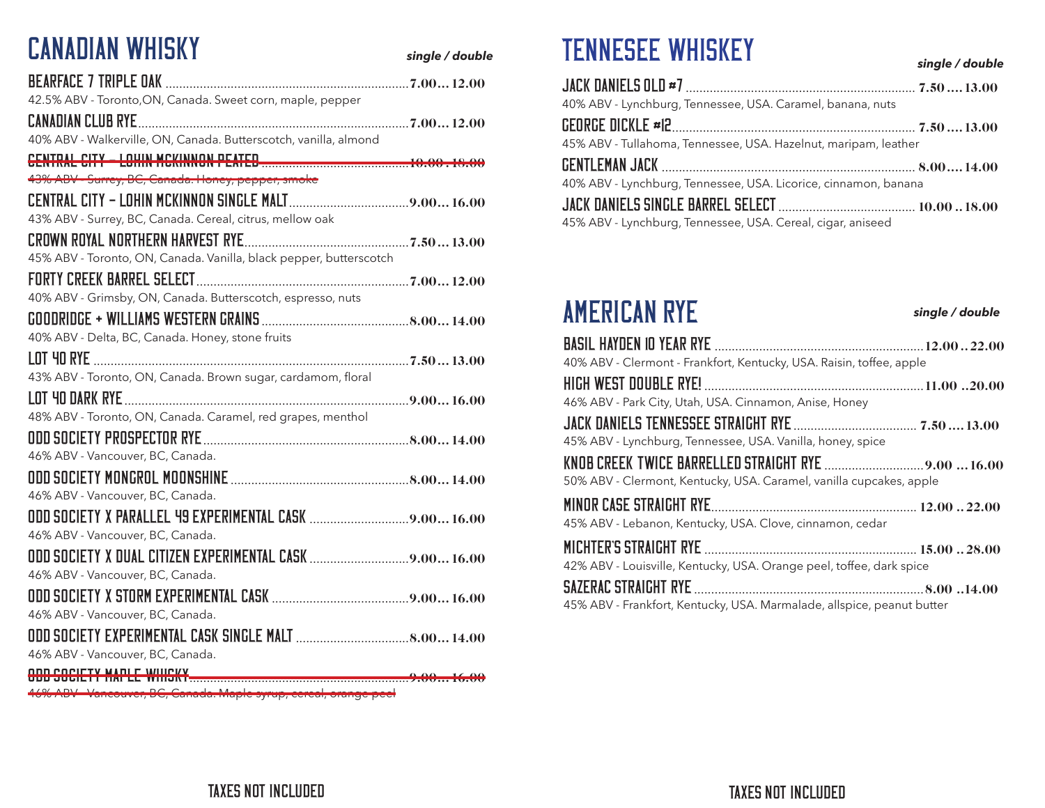# CANADIAN WHISKY

***single / double***

**BEARFACE 7 TRIPLE OAK** ........ **7.00... 12.00**
42.5% ABV - Toronto,ON, Canada. Sweet corn, maple, pepper

**CANADIAN CLUB RYE** ........ **7.00... 12.00**
40% ABV - Walkerville, ON, Canada. Butterscotch, vanilla, almond

~~**CENTRAL CITY – LOHIN MCKINNON PEATED** ........ **10.00 . 18.00**~~
~~43% ABV - Surrey, BC, Canada. Honey, pepper, smoke~~

**CENTRAL CITY – LOHIN MCKINNON SINGLE MALT** ........ **9.00... 16.00**
43% ABV - Surrey, BC, Canada. Cereal, citrus, mellow oak

**CROWN ROYAL NORTHERN HARVEST RYE** ........ **7.50... 13.00**
45% ABV - Toronto, ON, Canada. Vanilla, black pepper, butterscotch

**FORTY CREEK BARREL SELECT** ........ **7.00... 12.00**
40% ABV - Grimsby, ON, Canada. Butterscotch, espresso, nuts

**GOODRIDGE + WILLIAMS WESTERN GRAINS** ........ **8.00... 14.00**
40% ABV - Delta, BC, Canada. Honey, stone fruits

**LOT 40 RYE** ........ **7.50... 13.00**
43% ABV - Toronto, ON, Canada. Brown sugar, cardamom, floral

**LOT 40 DARK RYE** ........ **9.00... 16.00**
48% ABV - Toronto, ON, Canada. Caramel, red grapes, menthol

**ODD SOCIETY PROSPECTOR RYE** ........ **8.00... 14.00**
46% ABV - Vancouver, BC, Canada.

**ODD SOCIETY MONGROL MOONSHINE** ........ **8.00... 14.00**
46% ABV - Vancouver, BC, Canada.

**ODD SOCIETY X PARALLEL 49 EXPERIMENTAL CASK** ........ **9.00... 16.00**
46% ABV - Vancouver, BC, Canada.

**ODD SOCIETY X DUAL CITIZEN EXPERIMENTAL CASK** ........ **9.00... 16.00**
46% ABV - Vancouver, BC, Canada.

**ODD SOCIETY X STORM EXPERIMENTAL CASK** ........ **9.00... 16.00**
46% ABV - Vancouver, BC, Canada.

**ODD SOCIETY EXPERIMENTAL CASK SINGLE MALT** ........ **8.00... 14.00**
46% ABV - Vancouver, BC, Canada.

~~**ODD SOCIETY MAPLE WHISKY** ........ **9.00... 16.00**~~
~~46% ABV - Vancouver, BC, Canada. Maple syrup, cereal, orange peel~~

TAXES NOT INCLUDED

# TENNESEE WHISKEY

***single / double***

**JACK DANIELS OLD #7** ........ **7.50.... 13.00**
40% ABV - Lynchburg, Tennessee, USA. Caramel, banana, nuts

**GEORGE DICKLE #12** ........ **7.50.... 13.00**
45% ABV - Tullahoma, Tennessee, USA. Hazelnut, maripam, leather

**GENTLEMAN JACK** ........ **8.00.... 14.00**
40% ABV - Lynchburg, Tennessee, USA. Licorice, cinnamon, banana

**JACK DANIELS SINGLE BARREL SELECT** ........ **10.00 .. 18.00**
45% ABV - Lynchburg, Tennessee, USA. Cereal, cigar, aniseed

# AMERICAN RYE

***single / double***

**BASIL HAYDEN 10 YEAR RYE** ........ **12.00 .. 22.00**
40% ABV - Clermont - Frankfort, Kentucky, USA. Raisin, toffee, apple

**HIGH WEST DOUBLE RYE!** ........ **11.00 ..20.00**
46% ABV - Park City, Utah, USA. Cinnamon, Anise, Honey

**JACK DANIELS TENNESSEE STRAIGHT RYE** ........ **7.50.... 13.00**
45% ABV - Lynchburg, Tennessee, USA. Vanilla, honey, spice

**KNOB CREEK TWICE BARRELLED STRAIGHT RYE** ........ **9.00 ... 16.00**
50% ABV - Clermont, Kentucky, USA. Caramel, vanilla cupcakes, apple

**MINOR CASE STRAIGHT RYE** ........ **12.00 .. 22.00**
45% ABV - Lebanon, Kentucky, USA. Clove, cinnamon, cedar

**MICHTER'S STRAIGHT RYE** ........ **15.00 .. 28.00**
42% ABV - Louisville, Kentucky, USA. Orange peel, toffee, dark spice

**SAZERAC STRAIGHT RYE** ........ **8.00 ..14.00**
45% ABV - Frankfort, Kentucky, USA. Marmalade, allspice, peanut butter

TAXES NOT INCLUDED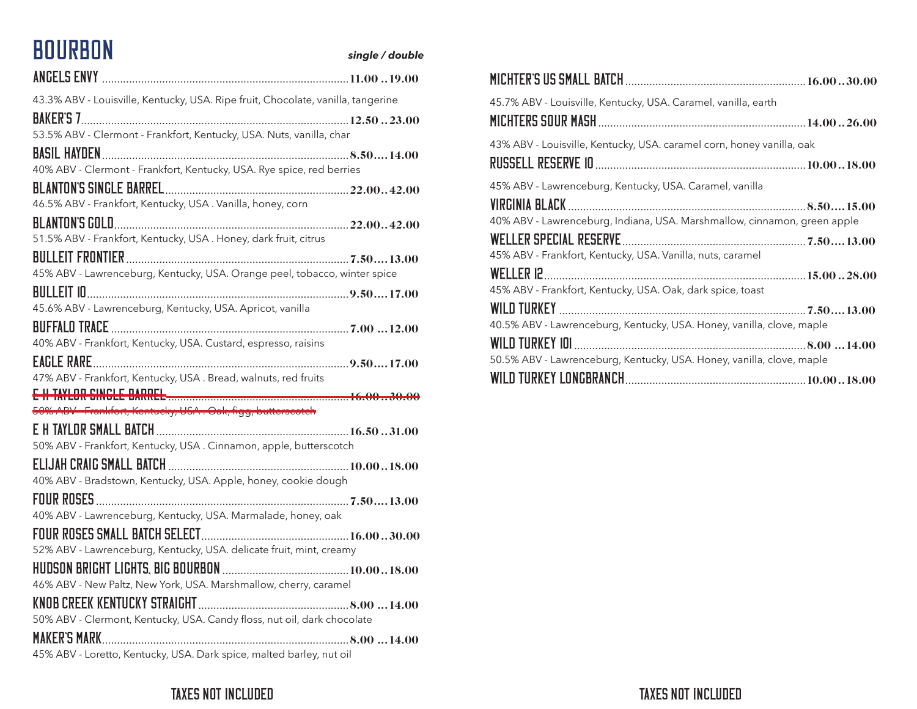# BOURBON

***single / double***

**ANGELS ENVY** .......... 11.00 .. 19.00
43.3% ABV - Louisville, Kentucky, USA. Ripe fruit, Chocolate, vanilla, tangerine

**BAKER'S 7** .......... 12.50 .. 23.00
53.5% ABV - Clermont - Frankfort, Kentucky, USA. Nuts, vanilla, char

**BASIL HAYDEN** .......... 8.50.... 14.00
40% ABV - Clermont - Frankfort, Kentucky, USA. Rye spice, red berries

**BLANTON'S SINGLE BARREL** .......... 22.00.. 42.00
46.5% ABV - Frankfort, Kentucky, USA . Vanilla, honey, corn

**BLANTON'S GOLD** .......... 22.00.. 42.00
51.5% ABV - Frankfort, Kentucky, USA . Honey, dark fruit, citrus

**BULLEIT FRONTIER** .......... 7.50.... 13.00
45% ABV - Lawrenceburg, Kentucky, USA. Orange peel, tobacco, winter spice

**BULLEIT 10** .......... 9.50.... 17.00
45.6% ABV - Lawrenceburg, Kentucky, USA. Apricot, vanilla

**BUFFALO TRACE** .......... 7.00 ... 12.00
40% ABV - Frankfort, Kentucky, USA. Custard, espresso, raisins

**EAGLE RARE** .......... 9.50.... 17.00
47% ABV - Frankfort, Kentucky, USA . Bread, walnuts, red fruits

~~**E H TAYLOR SINGLE BARREL** .......... 16.00 .. 30.00~~
~~50% ABV - Frankfort, Kentucky, USA . Oak, figs, butterscotch~~

**E H TAYLOR SMALL BATCH** .......... 16.50 .. 31.00
50% ABV - Frankfort, Kentucky, USA . Cinnamon, apple, butterscotch

**ELIJAH CRAIG SMALL BATCH** .......... 10.00.. 18.00
40% ABV - Bradstown, Kentucky, USA. Apple, honey, cookie dough

**FOUR ROSES** .......... 7.50.... 13.00
40% ABV - Lawrenceburg, Kentucky, USA. Marmalade, honey, oak

**FOUR ROSES SMALL BATCH SELECT** .......... 16.00 .. 30.00
52% ABV - Lawrenceburg, Kentucky, USA. delicate fruit, mint, creamy

**HUDSON BRIGHT LIGHTS, BIG BOURBON** .......... 10.00.. 18.00
46% ABV - New Paltz, New York, USA. Marshmallow, cherry, caramel

**KNOB CREEK KENTUCKY STRAIGHT** .......... 8.00 ... 14.00
50% ABV - Clermont, Kentucky, USA. Candy floss, nut oil, dark chocolate

**MAKER'S MARK** .......... 8.00 ... 14.00
45% ABV - Loretto, Kentucky, USA. Dark spice, malted barley, nut oil

TAXES NOT INCLUDED

**MICHTER'S US SMALL BATCH** .......... 16.00 .. 30.00
45.7% ABV - Louisville, Kentucky, USA. Caramel, vanilla, earth

**MICHTERS SOUR MASH** .......... 14.00 .. 26.00
43% ABV - Louisville, Kentucky, USA. caramel corn, honey vanilla, oak

**RUSSELL RESERVE 10** .......... 10.00.. 18.00
45% ABV - Lawrenceburg, Kentucky, USA. Caramel, vanilla

**VIRGINIA BLACK** .......... 8.50.... 15.00
40% ABV - Lawrenceburg, Indiana, USA. Marshmallow, cinnamon, green apple

**WELLER SPECIAL RESERVE** .......... 7.50.... 13.00
45% ABV - Frankfort, Kentucky, USA. Vanilla, nuts, caramel

**WELLER 12** .......... 15.00 .. 28.00
45% ABV - Frankfort, Kentucky, USA. Oak, dark spice, toast

**WILD TURKEY** .......... 7.50.... 13.00
40.5% ABV - Lawrenceburg, Kentucky, USA. Honey, vanilla, clove, maple

**WILD TURKEY 101** .......... 8.00 ... 14.00
50.5% ABV - Lawrenceburg, Kentucky, USA. Honey, vanilla, clove, maple

**WILD TURKEY LONGBRANCH** .......... 10.00.. 18.00

TAXES NOT INCLUDED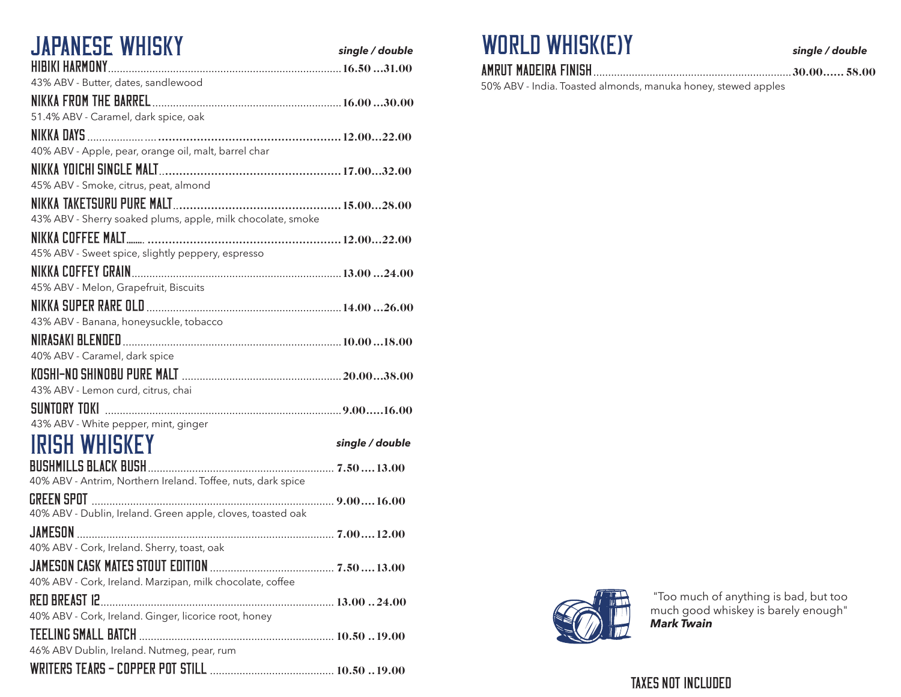# JAPANESE WHISKY

*single / double*

**HIBIKI HARMONY** ... 16.50 ... 31.00
43% ABV - Butter, dates, sandlewood

**NIKKA FROM THE BARREL** ... 16.00 ... 30.00
51.4% ABV - Caramel, dark spice, oak

**NIKKA DAYS** ... 12.00 ... 22.00
40% ABV - Apple, pear, orange oil, malt, barrel char

**NIKKA YOICHI SINGLE MALT** ... 17.00 ... 32.00
45% ABV - Smoke, citrus, peat, almond

**NIKKA TAKETSURU PURE MALT** ... 15.00 ... 28.00
43% ABV - Sherry soaked plums, apple, milk chocolate, smoke

**NIKKA COFFEE MALT** ... 12.00 ... 22.00
45% ABV - Sweet spice, slightly peppery, espresso

**NIKKA COFFEY GRAIN** ... 13.00 ... 24.00
45% ABV - Melon, Grapefruit, Biscuits

**NIKKA SUPER RARE OLD** ... 14.00 ... 26.00
43% ABV - Banana, honeysuckle, tobacco

**NIRASAKI BLENDED** ... 10.00 ... 18.00
40% ABV - Caramel, dark spice

**KOSHI-NO SHINOBU PURE MALT** ... 20.00 ... 38.00
43% ABV - Lemon curd, citrus, chai

**SUNTORY TOKI** ... 9.00 ... 16.00
43% ABV - White pepper, mint, ginger

# IRISH WHISKEY

*single / double*

**BUSHMILLS BLACK BUSH** ... 7.50 ... 13.00
40% ABV - Antrim, Northern Ireland. Toffee, nuts, dark spice

**GREEN SPOT** ... 9.00 ... 16.00
40% ABV - Dublin, Ireland. Green apple, cloves, toasted oak

**JAMESON** ... 7.00 ... 12.00
40% ABV - Cork, Ireland. Sherry, toast, oak

**JAMESON CASK MATES STOUT EDITION** ... 7.50 ... 13.00
40% ABV - Cork, Ireland. Marzipan, milk chocolate, coffee

**RED BREAST 12** ... 13.00 .. 24.00
40% ABV - Cork, Ireland. Ginger, licorice root, honey

**TEELING SMALL BATCH** ... 10.50 .. 19.00
46% ABV Dublin, Ireland. Nutmeg, pear, rum

**WRITERS TEARS - COPPER POT STILL** ... 10.50 .. 19.00

# WORLD WHISK(E)Y

*single / double*

**AMRUT MADEIRA FINISH** ... 30.00 ... 58.00
50% ABV - India. Toasted almonds, manuka honey, stewed apples

"Too much of anything is bad, but too much good whiskey is barely enough"
***Mark Twain***

TAXES NOT INCLUDED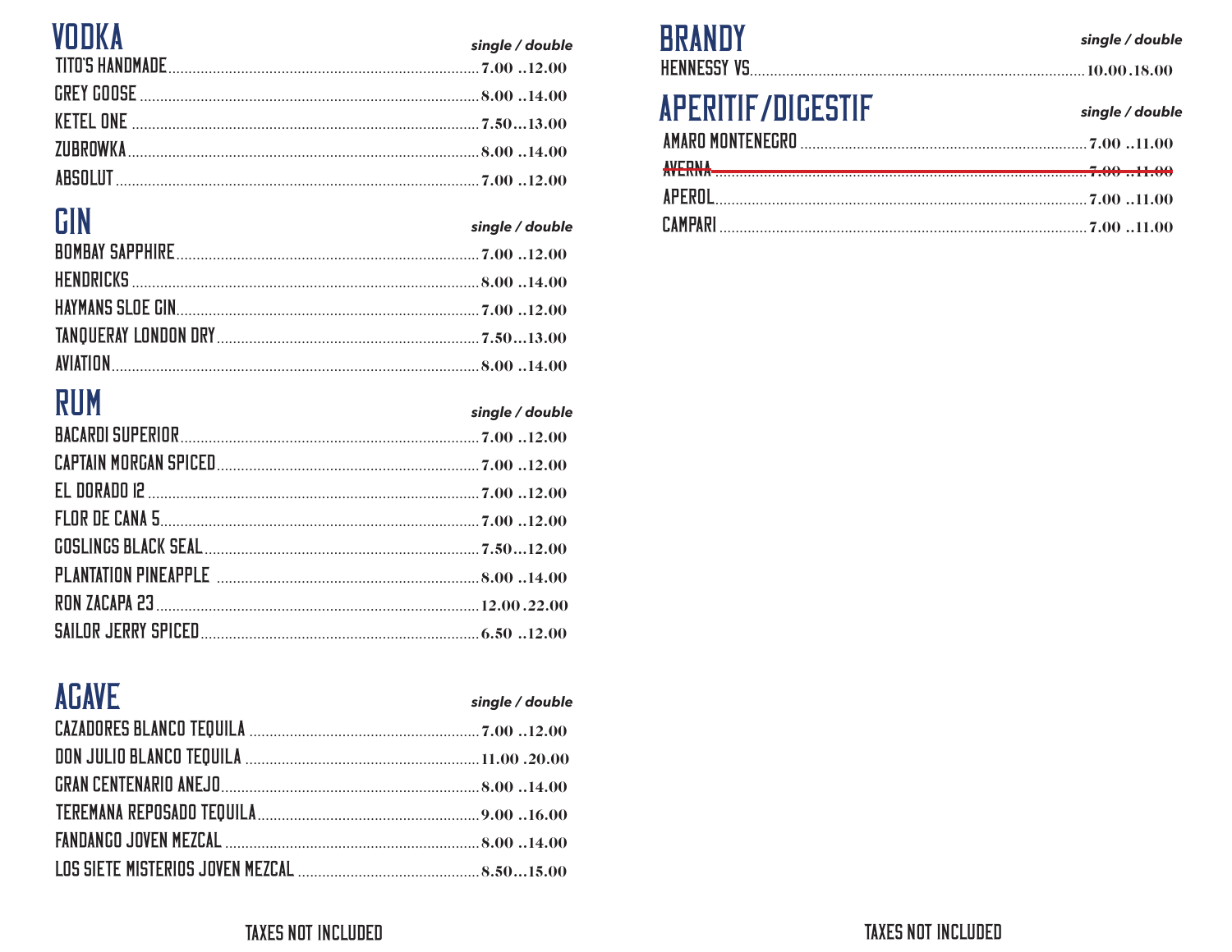## VODKA

| | single / double |
|---|---|
| TITO'S HANDMADE | 7.00 ..12.00 |
| GREY GOOSE | 8.00 ..14.00 |
| KETEL ONE | 7.50...13.00 |
| ZUBROWKA | 8.00 ..14.00 |
| ABSOLUT | 7.00 ..12.00 |

## GIN

| | single / double |
|---|---|
| BOMBAY SAPPHIRE | 7.00 ..12.00 |
| HENDRICKS | 8.00 ..14.00 |
| HAYMANS SLOE GIN | 7.00 ..12.00 |
| TANQUERAY LONDON DRY | 7.50...13.00 |
| AVIATION | 8.00 ..14.00 |

## RUM

| | single / double |
|---|---|
| BACARDI SUPERIOR | 7.00 ..12.00 |
| CAPTAIN MORGAN SPICED | 7.00 ..12.00 |
| EL DORADO 12 | 7.00 ..12.00 |
| FLOR DE CANA 5 | 7.00 ..12.00 |
| GOSLINGS BLACK SEAL | 7.50...12.00 |
| PLANTATION PINEAPPLE | 8.00 ..14.00 |
| RON ZACAPA 23 | 12.00 .22.00 |
| SAILOR JERRY SPICED | 6.50 ..12.00 |

## AGAVE

| | single / double |
|---|---|
| CAZADORES BLANCO TEQUILA | 7.00 ..12.00 |
| DON JULIO BLANCO TEQUILA | 11.00 .20.00 |
| GRAN CENTENARIO ANEJO | 8.00 ..14.00 |
| TEREMANA REPOSADO TEQUILA | 9.00 ..16.00 |
| FANDANGO JOVEN MEZCAL | 8.00 ..14.00 |
| LOS SIETE MISTERIOS JOVEN MEZCAL | 8.50...15.00 |

TAXES NOT INCLUDED

## BRANDY

| | single / double |
|---|---|
| HENNESSY VS | 10.00.18.00 |

## APERITIF/DIGESTIF

| | single / double |
|---|---|
| AMARO MONTENEGRO | 7.00 ..11.00 |
| ~~AVERNA~~ | ~~7.00 ..11.00~~ |
| APEROL | 7.00 ..11.00 |
| CAMPARI | 7.00 ..11.00 |

TAXES NOT INCLUDED